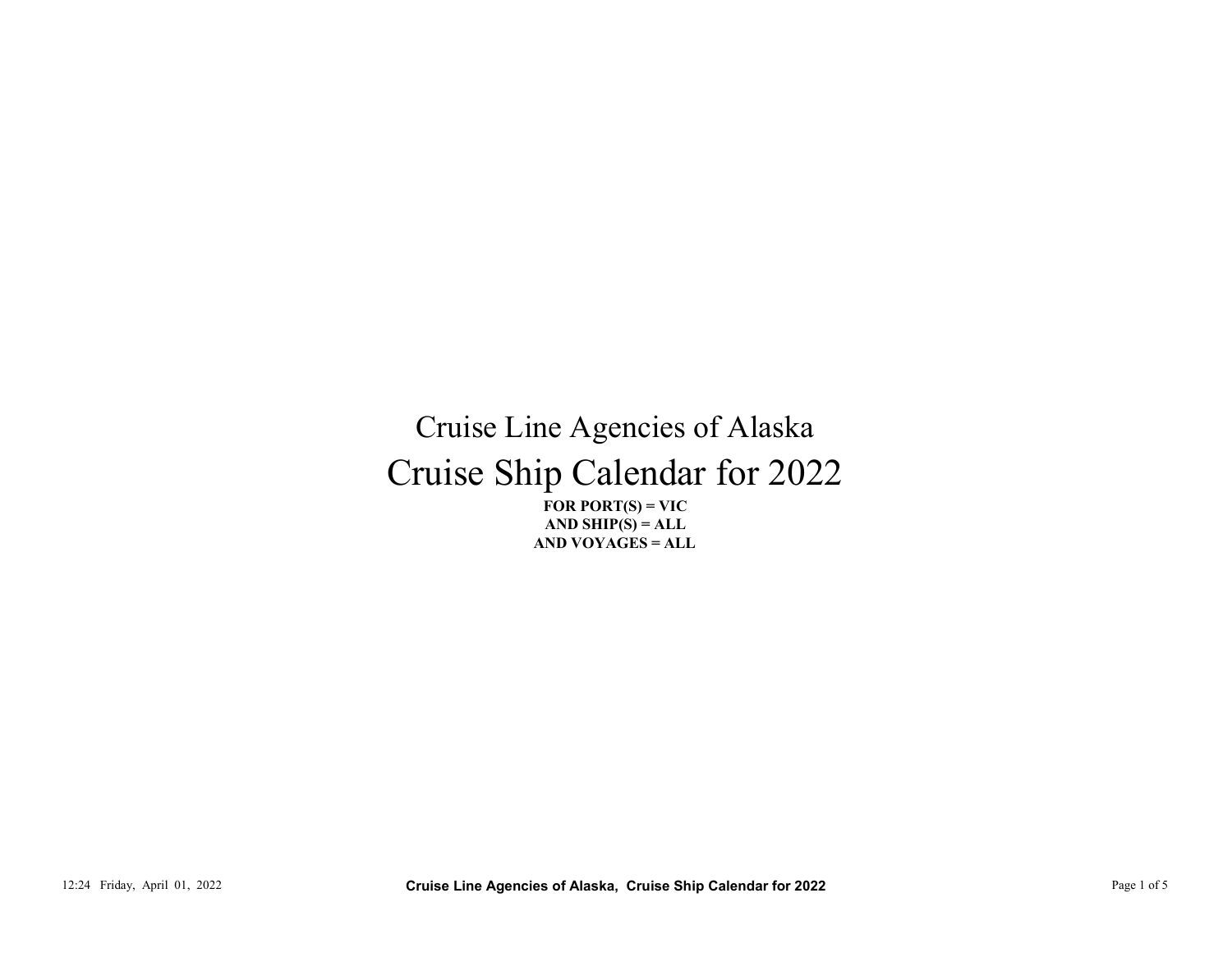# Cruise Line Agencies of Alaska

# Cruise Ship Calendar for 2022

**FOR PORT(S) = VIC**
**AND SHIP(S) = ALL**
**AND VOYAGES = ALL**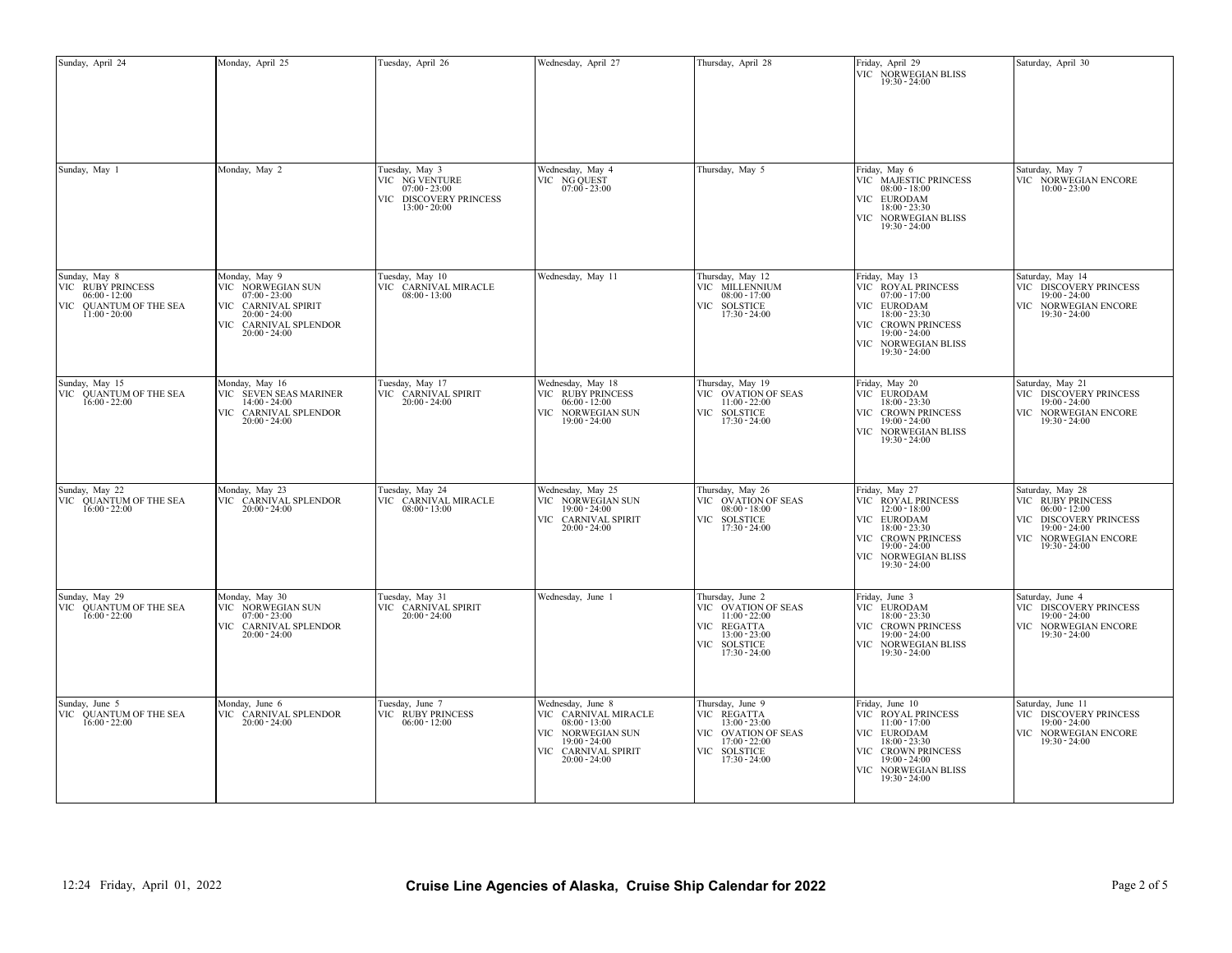| Sunday | Monday | Tuesday | Wednesday | Thursday | Friday | Saturday |
|---|---|---|---|---|---|---|
| Sunday, April 24 | Monday, April 25 | Tuesday, April 26 | Wednesday, April 27 | Thursday, April 28 | Friday, April 29<br>VIC NORWEGIAN BLISS<br>19:30 - 24:00 | Saturday, April 30 |
| Sunday, May 1 | Monday, May 2 | Tuesday, May 3<br>VIC NG VENTURE<br>07:00 - 23:00<br>VIC DISCOVERY PRINCESS<br>13:00 - 20:00 | Wednesday, May 4<br>VIC NG QUEST<br>07:00 - 23:00 | Thursday, May 5 | Friday, May 6<br>VIC MAJESTIC PRINCESS<br>08:00 - 18:00<br>VIC EURODAM<br>18:00 - 23:30<br>VIC NORWEGIAN BLISS<br>19:30 - 24:00 | Saturday, May 7<br>VIC NORWEGIAN ENCORE<br>10:00 - 23:00 |
| Sunday, May 8<br>VIC RUBY PRINCESS<br>06:00 - 12:00<br>VIC QUANTUM OF THE SEA<br>11:00 - 20:00 | Monday, May 9<br>VIC NORWEGIAN SUN<br>07:00 - 23:00<br>VIC CARNIVAL SPIRIT<br>20:00 - 24:00<br>VIC CARNIVAL SPLENDOR<br>20:00 - 24:00 | Tuesday, May 10<br>VIC CARNIVAL MIRACLE<br>08:00 - 13:00 | Wednesday, May 11 | Thursday, May 12<br>VIC MILLENNIUM<br>08:00 - 17:00<br>VIC SOLSTICE<br>17:30 - 24:00 | Friday, May 13<br>VIC ROYAL PRINCESS<br>07:00 - 17:00<br>VIC EURODAM<br>18:00 - 23:30<br>VIC CROWN PRINCESS<br>19:00 - 24:00<br>VIC NORWEGIAN BLISS<br>19:30 - 24:00 | Saturday, May 14<br>VIC DISCOVERY PRINCESS<br>19:00 - 24:00<br>VIC NORWEGIAN ENCORE<br>19:30 - 24:00 |
| Sunday, May 15<br>VIC QUANTUM OF THE SEA<br>16:00 - 22:00 | Monday, May 16<br>VIC SEVEN SEAS MARINER<br>14:00 - 24:00<br>VIC CARNIVAL SPLENDOR<br>20:00 - 24:00 | Tuesday, May 17<br>VIC CARNIVAL SPIRIT<br>20:00 - 24:00 | Wednesday, May 18<br>VIC RUBY PRINCESS<br>06:00 - 12:00<br>VIC NORWEGIAN SUN<br>19:00 - 24:00 | Thursday, May 19<br>VIC OVATION OF SEAS<br>11:00 - 22:00<br>VIC SOLSTICE<br>17:30 - 24:00 | Friday, May 20<br>VIC EURODAM<br>18:00 - 23:30<br>VIC CROWN PRINCESS<br>19:00 - 24:00<br>VIC NORWEGIAN BLISS<br>19:30 - 24:00 | Saturday, May 21<br>VIC DISCOVERY PRINCESS<br>19:00 - 24:00<br>VIC NORWEGIAN ENCORE<br>19:30 - 24:00 |
| Sunday, May 22<br>VIC QUANTUM OF THE SEA<br>16:00 - 22:00 | Monday, May 23<br>VIC CARNIVAL SPLENDOR<br>20:00 - 24:00 | Tuesday, May 24<br>VIC CARNIVAL MIRACLE<br>08:00 - 13:00 | Wednesday, May 25<br>VIC NORWEGIAN SUN<br>19:00 - 24:00<br>VIC CARNIVAL SPIRIT<br>20:00 - 24:00 | Thursday, May 26<br>VIC OVATION OF SEAS<br>08:00 - 18:00<br>VIC SOLSTICE<br>17:30 - 24:00 | Friday, May 27<br>VIC ROYAL PRINCESS<br>12:00 - 18:00<br>VIC EURODAM<br>18:00 - 23:30<br>VIC CROWN PRINCESS<br>19:00 - 24:00<br>VIC NORWEGIAN BLISS<br>19:30 - 24:00 | Saturday, May 28<br>VIC RUBY PRINCESS<br>06:00 - 12:00<br>VIC DISCOVERY PRINCESS<br>19:00 - 24:00<br>VIC NORWEGIAN ENCORE<br>19:30 - 24:00 |
| Sunday, May 29<br>VIC QUANTUM OF THE SEA<br>16:00 - 22:00 | Monday, May 30<br>VIC NORWEGIAN SUN<br>07:00 - 23:00<br>VIC CARNIVAL SPLENDOR<br>20:00 - 24:00 | Tuesday, May 31<br>VIC CARNIVAL SPIRIT<br>20:00 - 24:00 | Wednesday, June 1 | Thursday, June 2<br>VIC OVATION OF SEAS<br>11:00 - 22:00<br>VIC REGATTA<br>13:00 - 23:00<br>VIC SOLSTICE<br>17:30 - 24:00 | Friday, June 3<br>VIC EURODAM<br>18:00 - 23:30<br>VIC CROWN PRINCESS<br>19:00 - 24:00<br>VIC NORWEGIAN BLISS<br>19:30 - 24:00 | Saturday, June 4<br>VIC DISCOVERY PRINCESS<br>19:00 - 24:00<br>VIC NORWEGIAN ENCORE<br>19:30 - 24:00 |
| Sunday, June 5<br>VIC QUANTUM OF THE SEA<br>16:00 - 22:00 | Monday, June 6<br>VIC CARNIVAL SPLENDOR<br>20:00 - 24:00 | Tuesday, June 7<br>VIC RUBY PRINCESS<br>06:00 - 12:00 | Wednesday, June 8<br>VIC CARNIVAL MIRACLE<br>08:00 - 13:00<br>VIC NORWEGIAN SUN<br>19:00 - 24:00<br>VIC CARNIVAL SPIRIT<br>20:00 - 24:00 | Thursday, June 9<br>VIC REGATTA<br>13:00 - 23:00<br>VIC OVATION OF SEAS<br>17:00 - 22:00<br>VIC SOLSTICE<br>17:30 - 24:00 | Friday, June 10<br>VIC ROYAL PRINCESS<br>11:00 - 17:00<br>VIC EURODAM<br>18:00 - 23:30<br>VIC CROWN PRINCESS<br>19:00 - 24:00<br>VIC NORWEGIAN BLISS<br>19:30 - 24:00 | Saturday, June 11<br>VIC DISCOVERY PRINCESS<br>19:00 - 24:00<br>VIC NORWEGIAN ENCORE<br>19:30 - 24:00 |

12:24 Friday, April 01, 2022

**Cruise Line Agencies of Alaska, Cruise Ship Calendar for 2022**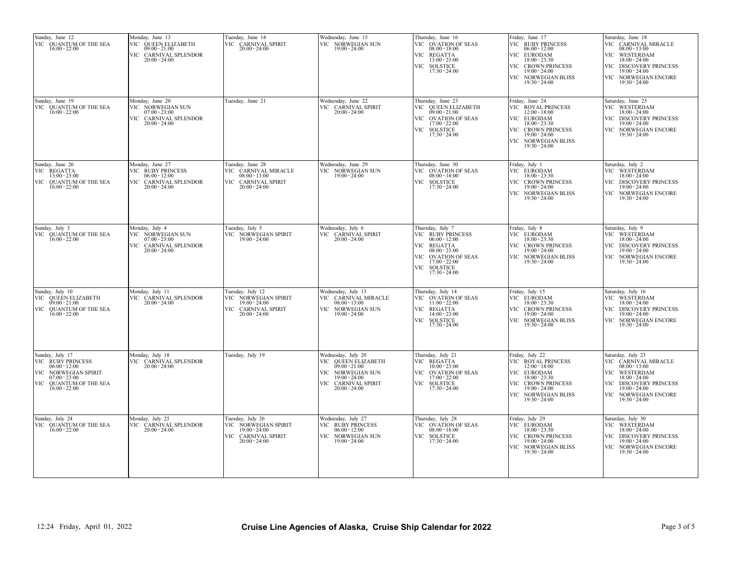| Sunday | Monday | Tuesday | Wednesday | Thursday | Friday | Saturday |
| --- | --- | --- | --- | --- | --- | --- |
| Sunday, June 12<br>VIC QUANTUM OF THE SEA 16:00 - 22:00 | Monday, June 13<br>VIC QUEEN ELIZABETH 09:00 - 21:00<br>VIC CARNIVAL SPLENDOR 20:00 - 24:00 | Tuesday, June 14<br>VIC CARNIVAL SPIRIT 20:00 - 24:00 | Wednesday, June 15<br>VIC NORWEGIAN SUN 19:00 - 24:00 | Thursday, June 16<br>VIC OVATION OF SEAS 08:00 - 18:00<br>VIC REGATTA 13:00 - 23:00<br>VIC SOLSTICE 17:30 - 24:00 | Friday, June 17<br>VIC RUBY PRINCESS 06:00 - 12:00<br>VIC EURODAM 18:00 - 23:30<br>VIC CROWN PRINCESS 19:00 - 24:00<br>VIC NORWEGIAN BLISS 19:30 - 24:00 | Saturday, June 18<br>VIC CARNIVAL MIRACLE 08:00 - 13:00<br>VIC WESTERDAM 18:00 - 24:00<br>VIC DISCOVERY PRINCESS 19:00 - 24:00<br>VIC NORWEGIAN ENCORE 19:30 - 24:00 |
| Sunday, June 19<br>VIC QUANTUM OF THE SEA 16:00 - 22:00 | Monday, June 20<br>VIC NORWEGIAN SUN 07:00 - 23:00<br>VIC CARNIVAL SPLENDOR 20:00 - 24:00 | Tuesday, June 21 | Wednesday, June 22<br>VIC CARNIVAL SPIRIT 20:00 - 24:00 | Thursday, June 23<br>VIC QUEEN ELIZABETH 09:00 - 21:00<br>VIC OVATION OF SEAS 17:00 - 22:00<br>VIC SOLSTICE 17:30 - 24:00 | Friday, June 24<br>VIC ROYAL PRINCESS 12:00 - 18:00<br>VIC EURODAM 18:00 - 23:30<br>VIC CROWN PRINCESS 19:00 - 24:00<br>VIC NORWEGIAN BLISS 19:30 - 24:00 | Saturday, June 25<br>VIC WESTERDAM 18:00 - 24:00<br>VIC DISCOVERY PRINCESS 19:00 - 24:00<br>VIC NORWEGIAN ENCORE 19:30 - 24:00 |
| Sunday, June 26<br>VIC REGATTA 13:00 - 23:00<br>VIC QUANTUM OF THE SEA 16:00 - 22:00 | Monday, June 27<br>VIC RUBY PRINCESS 06:00 - 12:00<br>VIC CARNIVAL SPLENDOR 20:00 - 24:00 | Tuesday, June 28<br>VIC CARNIVAL MIRACLE 08:00 - 13:00<br>VIC CARNIVAL SPIRIT 20:00 - 24:00 | Wednesday, June 29<br>VIC NORWEGIAN SUN 19:00 - 24:00 | Thursday, June 30<br>VIC OVATION OF SEAS 08:00 - 18:00<br>VIC SOLSTICE 17:30 - 24:00 | Friday, July 1<br>VIC EURODAM 18:00 - 23:30<br>VIC CROWN PRINCESS 19:00 - 24:00<br>VIC NORWEGIAN BLISS 19:30 - 24:00 | Saturday, July 2<br>VIC WESTERDAM 18:00 - 24:00<br>VIC DISCOVERY PRINCESS 19:00 - 24:00<br>VIC NORWEGIAN ENCORE 19:30 - 24:00 |
| Sunday, July 3<br>VIC QUANTUM OF THE SEA 16:00 - 22:00 | Monday, July 4<br>VIC NORWEGIAN SUN 07:00 - 23:00<br>VIC CARNIVAL SPLENDOR 20:00 - 24:00 | Tuesday, July 5<br>VIC NORWEGIAN SPIRIT 19:00 - 24:00 | Wednesday, July 6<br>VIC CARNIVAL SPIRIT 20:00 - 24:00 | Thursday, July 7<br>VIC RUBY PRINCESS 06:00 - 12:00<br>VIC REGATTA 08:00 - 23:00<br>VIC OVATION OF SEAS 17:00 - 22:00<br>VIC SOLSTICE 17:30 - 24:00 | Friday, July 8<br>VIC EURODAM 18:00 - 23:30<br>VIC CROWN PRINCESS 19:00 - 24:00<br>VIC NORWEGIAN BLISS 19:30 - 24:00 | Saturday, July 9<br>VIC WESTERDAM 18:00 - 24:00<br>VIC DISCOVERY PRINCESS 19:00 - 24:00<br>VIC NORWEGIAN ENCORE 19:30 - 24:00 |
| Sunday, July 10<br>VIC QUEEN ELIZABETH 09:00 - 21:00<br>VIC QUANTUM OF THE SEA 16:00 - 22:00 | Monday, July 11<br>VIC CARNIVAL SPLENDOR 20:00 - 24:00 | Tuesday, July 12<br>VIC NORWEGIAN SPIRIT 19:00 - 24:00<br>VIC CARNIVAL SPIRIT 20:00 - 24:00 | Wednesday, July 13<br>VIC CARNIVAL MIRACLE 08:00 - 13:00<br>VIC NORWEGIAN SUN 19:00 - 24:00 | Thursday, July 14<br>VIC OVATION OF SEAS 11:00 - 22:00<br>VIC REGATTA 14:00 - 23:00<br>VIC SOLSTICE 17:30 - 24:00 | Friday, July 15<br>VIC EURODAM 18:00 - 23:30<br>VIC CROWN PRINCESS 19:00 - 24:00<br>VIC NORWEGIAN BLISS 19:30 - 24:00 | Saturday, July 16<br>VIC WESTERDAM 18:00 - 24:00<br>VIC DISCOVERY PRINCESS 19:00 - 24:00<br>VIC NORWEGIAN ENCORE 19:30 - 24:00 |
| Sunday, July 17<br>VIC RUBY PRINCESS 06:00 - 12:00<br>VIC NORWEGIAN SPIRIT 07:00 - 23:00<br>VIC QUANTUM OF THE SEA 16:00 - 22:00 | Monday, July 18<br>VIC CARNIVAL SPLENDOR 20:00 - 24:00 | Tuesday, July 19 | Wednesday, July 20<br>VIC QUEEN ELIZABETH 09:00 - 21:00<br>VIC NORWEGIAN SUN 19:00 - 24:00<br>VIC CARNIVAL SPIRIT 20:00 - 24:00 | Thursday, July 21<br>VIC REGATTA 10:00 - 23:00<br>VIC OVATION OF SEAS 17:00 - 22:00<br>VIC SOLSTICE 17:30 - 24:00 | Friday, July 22<br>VIC ROYAL PRINCESS 12:00 - 18:00<br>VIC EURODAM 18:00 - 23:30<br>VIC CROWN PRINCESS 19:00 - 24:00<br>VIC NORWEGIAN BLISS 19:30 - 24:00 | Saturday, July 23<br>VIC CARNIVAL MIRACLE 08:00 - 13:00<br>VIC WESTERDAM 18:00 - 24:00<br>VIC DISCOVERY PRINCESS 19:00 - 24:00<br>VIC NORWEGIAN ENCORE 19:30 - 24:00 |
| Sunday, July 24<br>VIC QUANTUM OF THE SEA 16:00 - 22:00 | Monday, July 25<br>VIC CARNIVAL SPLENDOR 20:00 - 24:00 | Tuesday, July 26<br>VIC NORWEGIAN SPIRIT 19:00 - 24:00<br>VIC CARNIVAL SPIRIT 20:00 - 24:00 | Wednesday, July 27<br>VIC RUBY PRINCESS 06:00 - 12:00<br>VIC NORWEGIAN SUN 19:00 - 24:00 | Thursday, July 28<br>VIC OVATION OF SEAS 08:00 - 18:00<br>VIC SOLSTICE 17:30 - 24:00 | Friday, July 29<br>VIC EURODAM 18:00 - 23:30<br>VIC CROWN PRINCESS 19:00 - 24:00<br>VIC NORWEGIAN BLISS 19:30 - 24:00 | Saturday, July 30<br>VIC WESTERDAM 18:00 - 24:00<br>VIC DISCOVERY PRINCESS 19:00 - 24:00<br>VIC NORWEGIAN ENCORE 19:30 - 24:00 |

12:24 Friday, April 01, 2022

**Cruise Line Agencies of Alaska, Cruise Ship Calendar for 2022**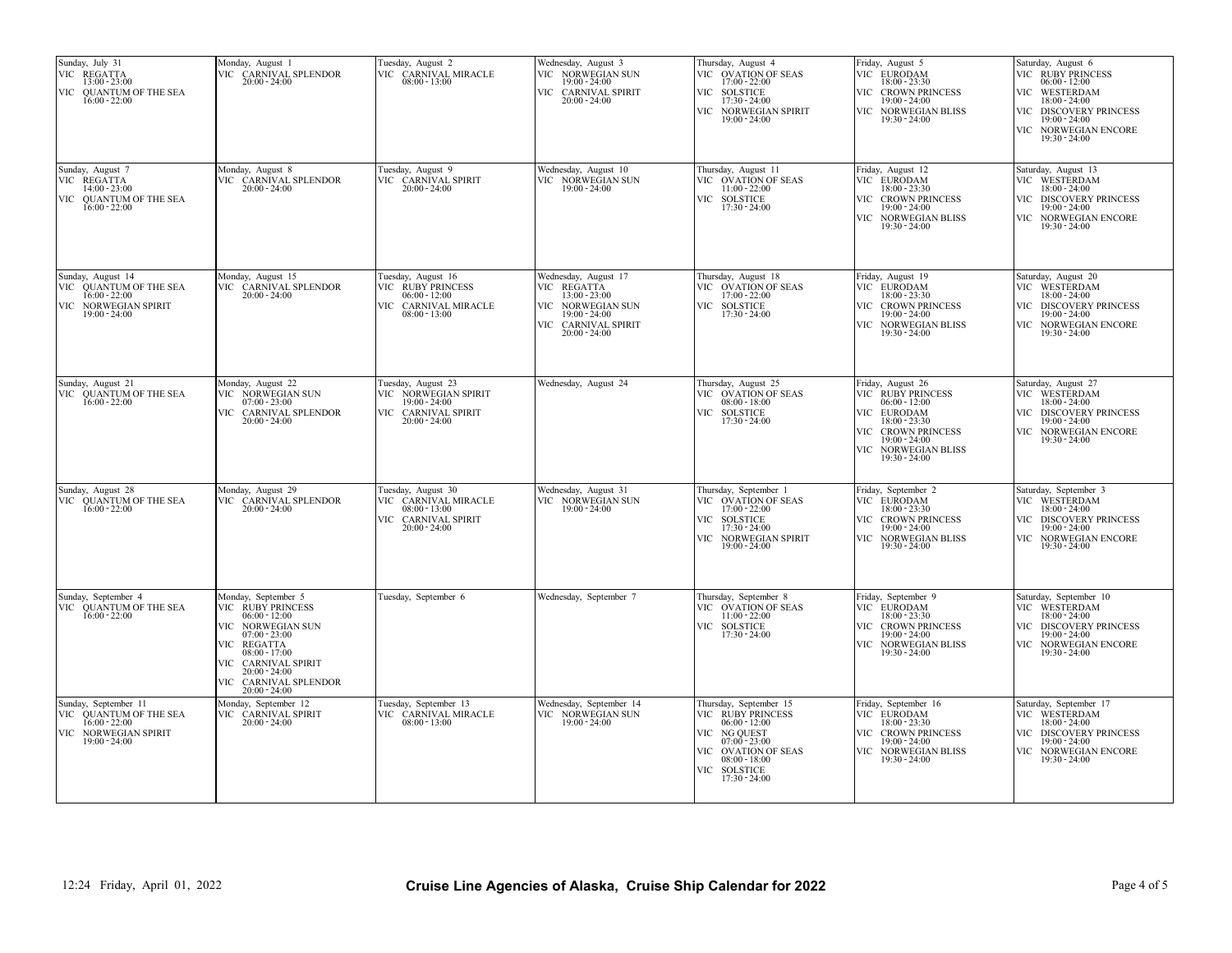| Sunday | Monday | Tuesday | Wednesday | Thursday | Friday | Saturday |
|---|---|---|---|---|---|---|
| Sunday, July 31<br>VIC REGATTA<br>13:00 - 23:00<br>VIC QUANTUM OF THE SEA<br>16:00 - 22:00 | Monday, August 1<br>VIC CARNIVAL SPLENDOR<br>20:00 - 24:00 | Tuesday, August 2<br>VIC CARNIVAL MIRACLE<br>08:00 - 13:00 | Wednesday, August 3<br>VIC NORWEGIAN SUN<br>19:00 - 24:00<br>VIC CARNIVAL SPIRIT<br>20:00 - 24:00 | Thursday, August 4<br>VIC OVATION OF SEAS<br>17:00 - 22:00<br>VIC SOLSTICE<br>17:30 - 24:00<br>VIC NORWEGIAN SPIRIT<br>19:00 - 24:00 | Friday, August 5<br>VIC EURODAM<br>18:00 - 23:30<br>VIC CROWN PRINCESS<br>19:00 - 24:00<br>VIC NORWEGIAN BLISS<br>19:30 - 24:00 | Saturday, August 6<br>VIC RUBY PRINCESS<br>06:00 - 12:00<br>VIC WESTERDAM<br>18:00 - 24:00<br>VIC DISCOVERY PRINCESS<br>19:00 - 24:00<br>VIC NORWEGIAN ENCORE<br>19:30 - 24:00 |
| Sunday, August 7<br>VIC REGATTA<br>14:00 - 23:00<br>VIC QUANTUM OF THE SEA<br>16:00 - 22:00 | Monday, August 8<br>VIC CARNIVAL SPLENDOR<br>20:00 - 24:00 | Tuesday, August 9<br>VIC CARNIVAL SPIRIT<br>20:00 - 24:00 | Wednesday, August 10<br>VIC NORWEGIAN SUN<br>19:00 - 24:00 | Thursday, August 11<br>VIC OVATION OF SEAS<br>11:00 - 22:00<br>VIC SOLSTICE<br>17:30 - 24:00 | Friday, August 12<br>VIC EURODAM<br>18:00 - 23:30<br>VIC CROWN PRINCESS<br>19:00 - 24:00<br>VIC NORWEGIAN BLISS<br>19:30 - 24:00 | Saturday, August 13<br>VIC WESTERDAM<br>18:00 - 24:00<br>VIC DISCOVERY PRINCESS<br>19:00 - 24:00<br>VIC NORWEGIAN ENCORE<br>19:30 - 24:00 |
| Sunday, August 14<br>VIC QUANTUM OF THE SEA<br>16:00 - 22:00<br>VIC NORWEGIAN SPIRIT<br>19:00 - 24:00 | Monday, August 15<br>VIC CARNIVAL SPLENDOR<br>20:00 - 24:00 | Tuesday, August 16<br>VIC RUBY PRINCESS<br>06:00 - 12:00<br>VIC CARNIVAL MIRACLE<br>08:00 - 13:00 | Wednesday, August 17<br>VIC REGATTA<br>13:00 - 23:00<br>VIC NORWEGIAN SUN<br>19:00 - 24:00<br>VIC CARNIVAL SPIRIT<br>20:00 - 24:00 | Thursday, August 18<br>VIC OVATION OF SEAS<br>17:00 - 22:00<br>VIC SOLSTICE<br>17:30 - 24:00 | Friday, August 19<br>VIC EURODAM<br>18:00 - 23:30<br>VIC CROWN PRINCESS<br>19:00 - 24:00<br>VIC NORWEGIAN BLISS<br>19:30 - 24:00 | Saturday, August 20<br>VIC WESTERDAM<br>18:00 - 24:00<br>VIC DISCOVERY PRINCESS<br>19:00 - 24:00<br>VIC NORWEGIAN ENCORE<br>19:30 - 24:00 |
| Sunday, August 21<br>VIC QUANTUM OF THE SEA<br>16:00 - 22:00 | Monday, August 22<br>VIC NORWEGIAN SUN<br>07:00 - 23:00<br>VIC CARNIVAL SPLENDOR<br>20:00 - 24:00 | Tuesday, August 23<br>VIC NORWEGIAN SPIRIT<br>19:00 - 24:00<br>VIC CARNIVAL SPIRIT<br>20:00 - 24:00 | Wednesday, August 24 | Thursday, August 25<br>VIC OVATION OF SEAS<br>08:00 - 18:00<br>VIC SOLSTICE<br>17:30 - 24:00 | Friday, August 26<br>VIC RUBY PRINCESS<br>06:00 - 12:00<br>VIC EURODAM<br>18:00 - 23:30<br>VIC CROWN PRINCESS<br>19:00 - 24:00<br>VIC NORWEGIAN BLISS<br>19:30 - 24:00 | Saturday, August 27<br>VIC WESTERDAM<br>18:00 - 24:00<br>VIC DISCOVERY PRINCESS<br>19:00 - 24:00<br>VIC NORWEGIAN ENCORE<br>19:30 - 24:00 |
| Sunday, August 28<br>VIC QUANTUM OF THE SEA<br>16:00 - 22:00 | Monday, August 29<br>VIC CARNIVAL SPLENDOR<br>20:00 - 24:00 | Tuesday, August 30<br>VIC CARNIVAL MIRACLE<br>08:00 - 13:00<br>VIC CARNIVAL SPIRIT<br>20:00 - 24:00 | Wednesday, August 31<br>VIC NORWEGIAN SUN<br>19:00 - 24:00 | Thursday, September 1<br>VIC OVATION OF SEAS<br>17:00 - 22:00<br>VIC SOLSTICE<br>17:30 - 24:00<br>VIC NORWEGIAN SPIRIT<br>19:00 - 24:00 | Friday, September 2<br>VIC EURODAM<br>18:00 - 23:30<br>VIC CROWN PRINCESS<br>19:00 - 24:00<br>VIC NORWEGIAN BLISS<br>19:30 - 24:00 | Saturday, September 3<br>VIC WESTERDAM<br>18:00 - 24:00<br>VIC DISCOVERY PRINCESS<br>19:00 - 24:00<br>VIC NORWEGIAN ENCORE<br>19:30 - 24:00 |
| Sunday, September 4<br>VIC QUANTUM OF THE SEA<br>16:00 - 22:00 | Monday, September 5<br>VIC RUBY PRINCESS<br>06:00 - 12:00<br>VIC NORWEGIAN SUN<br>07:00 - 23:00<br>VIC REGATTA<br>08:00 - 17:00<br>VIC CARNIVAL SPIRIT<br>20:00 - 24:00<br>VIC CARNIVAL SPLENDOR<br>20:00 - 24:00 | Tuesday, September 6 | Wednesday, September 7 | Thursday, September 8<br>VIC OVATION OF SEAS<br>11:00 - 22:00<br>VIC SOLSTICE<br>17:30 - 24:00 | Friday, September 9<br>VIC EURODAM<br>18:00 - 23:30<br>VIC CROWN PRINCESS<br>19:00 - 24:00<br>VIC NORWEGIAN BLISS<br>19:30 - 24:00 | Saturday, September 10<br>VIC WESTERDAM<br>18:00 - 24:00<br>VIC DISCOVERY PRINCESS<br>19:00 - 24:00<br>VIC NORWEGIAN ENCORE<br>19:30 - 24:00 |
| Sunday, September 11<br>VIC QUANTUM OF THE SEA<br>16:00 - 22:00<br>VIC NORWEGIAN SPIRIT<br>19:00 - 24:00 | Monday, September 12<br>VIC CARNIVAL SPIRIT<br>20:00 - 24:00 | Tuesday, September 13<br>VIC CARNIVAL MIRACLE<br>08:00 - 13:00 | Wednesday, September 14<br>VIC NORWEGIAN SUN<br>19:00 - 24:00 | Thursday, September 15<br>VIC RUBY PRINCESS<br>06:00 - 12:00<br>VIC NG QUEST<br>07:00 - 23:00<br>VIC OVATION OF SEAS<br>08:00 - 18:00<br>VIC SOLSTICE<br>17:30 - 24:00 | Friday, September 16<br>VIC EURODAM<br>18:00 - 23:30<br>VIC CROWN PRINCESS<br>19:00 - 24:00<br>VIC NORWEGIAN BLISS<br>19:30 - 24:00 | Saturday, September 17<br>VIC WESTERDAM<br>18:00 - 24:00<br>VIC DISCOVERY PRINCESS<br>19:00 - 24:00<br>VIC NORWEGIAN ENCORE<br>19:30 - 24:00 |

12:24 Friday, April 01, 2022

**Cruise Line Agencies of Alaska, Cruise Ship Calendar for 2022**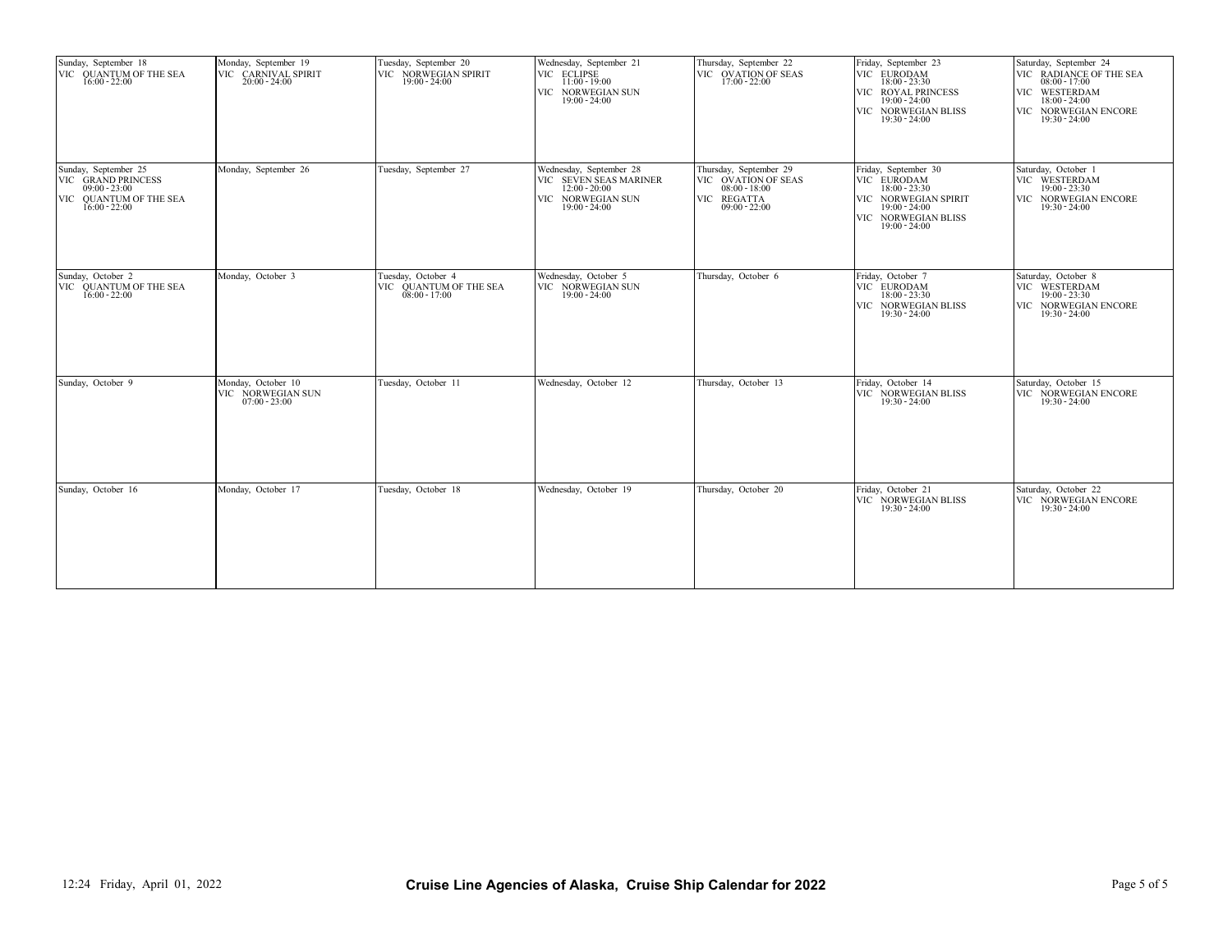| | | | | | | |
|---|---|---|---|---|---|---|
| Sunday, September 18<br>VIC QUANTUM OF THE SEA<br>16:00 - 22:00 | Monday, September 19<br>VIC CARNIVAL SPIRIT<br>20:00 - 24:00 | Tuesday, September 20<br>VIC NORWEGIAN SPIRIT<br>19:00 - 24:00 | Wednesday, September 21<br>VIC ECLIPSE<br>11:00 - 19:00<br>VIC NORWEGIAN SUN<br>19:00 - 24:00 | Thursday, September 22<br>VIC OVATION OF SEAS<br>17:00 - 22:00 | Friday, September 23<br>VIC EURODAM<br>18:00 - 23:30<br>VIC ROYAL PRINCESS<br>19:00 - 24:00<br>VIC NORWEGIAN BLISS<br>19:30 - 24:00 | Saturday, September 24<br>VIC RADIANCE OF THE SEA<br>08:00 - 17:00<br>VIC WESTERDAM<br>18:00 - 24:00<br>VIC NORWEGIAN ENCORE<br>19:30 - 24:00 |
| Sunday, September 25<br>VIC GRAND PRINCESS<br>09:00 - 23:00<br>VIC QUANTUM OF THE SEA<br>16:00 - 22:00 | Monday, September 26 | Tuesday, September 27 | Wednesday, September 28<br>VIC SEVEN SEAS MARINER<br>12:00 - 20:00<br>VIC NORWEGIAN SUN<br>19:00 - 24:00 | Thursday, September 29<br>VIC OVATION OF SEAS<br>08:00 - 18:00<br>VIC REGATTA<br>09:00 - 22:00 | Friday, September 30<br>VIC EURODAM<br>18:00 - 23:30<br>VIC NORWEGIAN SPIRIT<br>19:00 - 24:00<br>VIC NORWEGIAN BLISS<br>19:00 - 24:00 | Saturday, October 1<br>VIC WESTERDAM<br>19:00 - 23:30<br>VIC NORWEGIAN ENCORE<br>19:30 - 24:00 |
| Sunday, October 2<br>VIC QUANTUM OF THE SEA<br>16:00 - 22:00 | Monday, October 3 | Tuesday, October 4<br>VIC QUANTUM OF THE SEA<br>08:00 - 17:00 | Wednesday, October 5<br>VIC NORWEGIAN SUN<br>19:00 - 24:00 | Thursday, October 6 | Friday, October 7<br>VIC EURODAM<br>18:00 - 23:30<br>VIC NORWEGIAN BLISS<br>19:30 - 24:00 | Saturday, October 8<br>VIC WESTERDAM<br>19:00 - 23:30<br>VIC NORWEGIAN ENCORE<br>19:30 - 24:00 |
| Sunday, October 9 | Monday, October 10<br>VIC NORWEGIAN SUN<br>07:00 - 23:00 | Tuesday, October 11 | Wednesday, October 12 | Thursday, October 13 | Friday, October 14<br>VIC NORWEGIAN BLISS<br>19:30 - 24:00 | Saturday, October 15<br>VIC NORWEGIAN ENCORE<br>19:30 - 24:00 |
| Sunday, October 16 | Monday, October 17 | Tuesday, October 18 | Wednesday, October 19 | Thursday, October 20 | Friday, October 21<br>VIC NORWEGIAN BLISS<br>19:30 - 24:00 | Saturday, October 22<br>VIC NORWEGIAN ENCORE<br>19:30 - 24:00 |

12:24 Friday, April 01, 2022

**Cruise Line Agencies of Alaska, Cruise Ship Calendar for 2022**